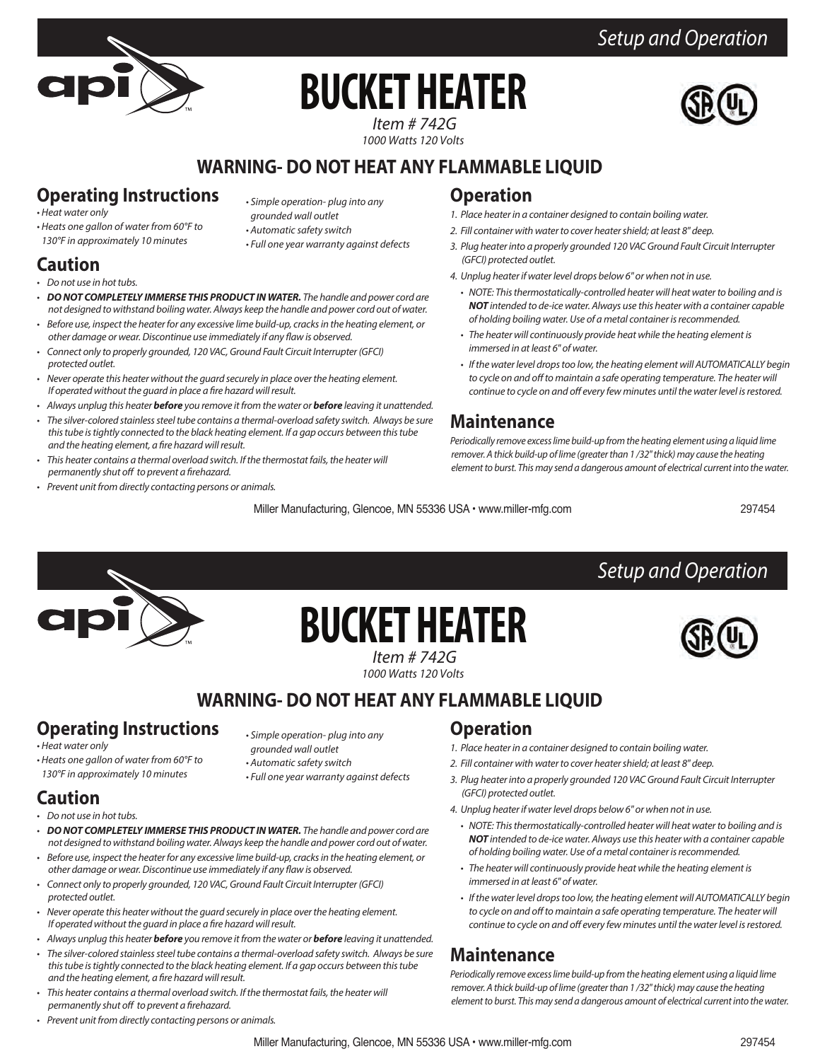Setup and Operation

# BUCKET HEATER

*Item # 742G*
*1000 Watts 120 Volts*

## WARNING- DO NOT HEAT ANY FLAMMABLE LIQUID

## Operating Instructions

- *Heat water only*
- *Heats one gallon of water from 60°F to 130°F in approximately 10 minutes*
- *Simple operation- plug into any grounded wall outlet*
- *Automatic safety switch*
- *Full one year warranty against defects*

## Caution

- *Do not use in hot tubs.*
- ***DO NOT COMPLETELY IMMERSE THIS PRODUCT IN WATER.** The handle and power cord are not designed to withstand boiling water. Always keep the handle and power cord out of water.*
- *Before use, inspect the heater for any excessive lime build-up, cracks in the heating element, or other damage or wear. Discontinue use immediately if any flaw is observed.*
- *Connect only to properly grounded, 120 VAC, Ground Fault Circuit Interrupter (GFCI) protected outlet.*
- *Never operate this heater without the guard securely in place over the heating element. If operated without the guard in place a fire hazard will result.*
- *Always unplug this heater **before** you remove it from the water or **before** leaving it unattended.*
- *The silver-colored stainless steel tube contains a thermal-overload safety switch. Always be sure this tube is tightly connected to the black heating element. If a gap occurs between this tube and the heating element, a fire hazard will result.*
- *This heater contains a thermal overload switch. If the thermostat fails, the heater will permanently shut off to prevent a firehazard.*
- *Prevent unit from directly contacting persons or animals.*

## Operation

1. *Place heater in a container designed to contain boiling water.*
2. *Fill container with water to cover heater shield; at least 8" deep.*
3. *Plug heater into a properly grounded 120 VAC Ground Fault Circuit Interrupter (GFCI) protected outlet.*
4. *Unplug heater if water level drops below 6" or when not in use.*
   - *NOTE: This thermostatically-controlled heater will heat water to boiling and is **NOT** intended to de-ice water. Always use this heater with a container capable of holding boiling water. Use of a metal container is recommended.*
   - *The heater will continuously provide heat while the heating element is immersed in at least 6" of water.*
   - *If the water level drops too low, the heating element will AUTOMATICALLY begin to cycle on and off to maintain a safe operating temperature. The heater will continue to cycle on and off every few minutes until the water level is restored.*

## Maintenance

*Periodically remove excess lime build-up from the heating element using a liquid lime remover. A thick build-up of lime (greater than 1 /32" thick) may cause the heating element to burst. This may send a dangerous amount of electrical current into the water.*

Miller Manufacturing, Glencoe, MN 55336 USA • www.miller-mfg.com 297454

Setup and Operation

# BUCKET HEATER

*Item # 742G*
*1000 Watts 120 Volts*

## WARNING- DO NOT HEAT ANY FLAMMABLE LIQUID

## Operating Instructions

- *Heat water only*
- *Heats one gallon of water from 60°F to 130°F in approximately 10 minutes*
- *Simple operation- plug into any grounded wall outlet*
- *Automatic safety switch*
- *Full one year warranty against defects*

## Caution

- *Do not use in hot tubs.*
- ***DO NOT COMPLETELY IMMERSE THIS PRODUCT IN WATER.** The handle and power cord are not designed to withstand boiling water. Always keep the handle and power cord out of water.*
- *Before use, inspect the heater for any excessive lime build-up, cracks in the heating element, or other damage or wear. Discontinue use immediately if any flaw is observed.*
- *Connect only to properly grounded, 120 VAC, Ground Fault Circuit Interrupter (GFCI) protected outlet.*
- *Never operate this heater without the guard securely in place over the heating element. If operated without the guard in place a fire hazard will result.*
- *Always unplug this heater **before** you remove it from the water or **before** leaving it unattended.*
- *The silver-colored stainless steel tube contains a thermal-overload safety switch. Always be sure this tube is tightly connected to the black heating element. If a gap occurs between this tube and the heating element, a fire hazard will result.*
- *This heater contains a thermal overload switch. If the thermostat fails, the heater will permanently shut off to prevent a firehazard.*
- *Prevent unit from directly contacting persons or animals.*

## Operation

1. *Place heater in a container designed to contain boiling water.*
2. *Fill container with water to cover heater shield; at least 8" deep.*
3. *Plug heater into a properly grounded 120 VAC Ground Fault Circuit Interrupter (GFCI) protected outlet.*
4. *Unplug heater if water level drops below 6" or when not in use.*
   - *NOTE: This thermostatically-controlled heater will heat water to boiling and is **NOT** intended to de-ice water. Always use this heater with a container capable of holding boiling water. Use of a metal container is recommended.*
   - *The heater will continuously provide heat while the heating element is immersed in at least 6" of water.*
   - *If the water level drops too low, the heating element will AUTOMATICALLY begin to cycle on and off to maintain a safe operating temperature. The heater will continue to cycle on and off every few minutes until the water level is restored.*

## Maintenance

*Periodically remove excess lime build-up from the heating element using a liquid lime remover. A thick build-up of lime (greater than 1 /32" thick) may cause the heating element to burst. This may send a dangerous amount of electrical current into the water.*

Miller Manufacturing, Glencoe, MN 55336 USA • www.miller-mfg.com 297454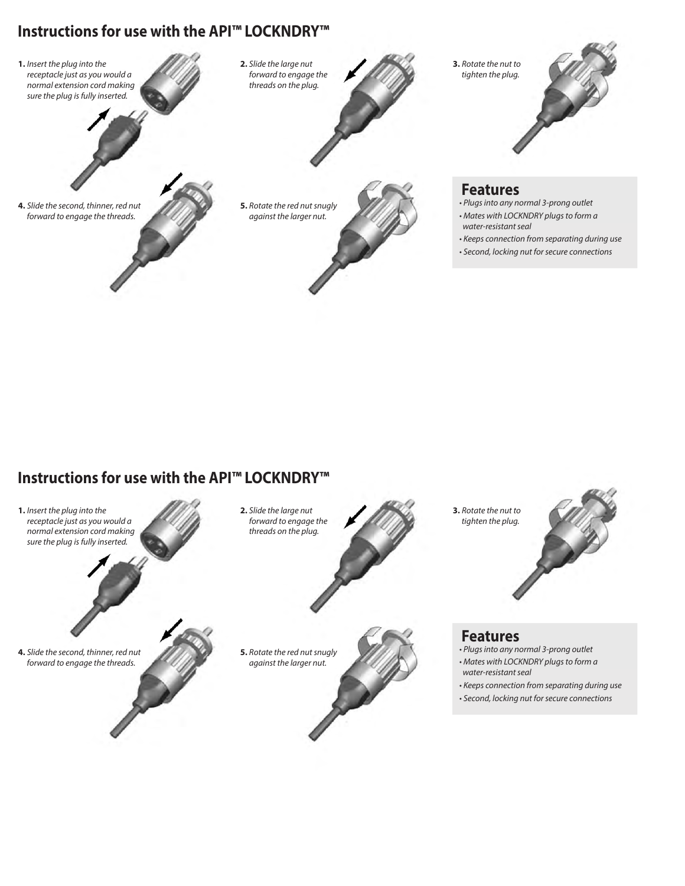## Instructions for use with the API™ LOCKNDRY™

1. *Insert the plug into the receptacle just as you would a normal extension cord making sure the plug is fully inserted.*
2. *Slide the large nut forward to engage the threads on the plug.*
3. *Rotate the nut to tighten the plug.*
4. *Slide the second, thinner, red nut forward to engage the threads.*
5. *Rotate the red nut snugly against the larger nut.*

### Features

- *Plugs into any normal 3-prong outlet*
- *Mates with LOCKNDRY plugs to form a water-resistant seal*
- *Keeps connection from separating during use*
- *Second, locking nut for secure connections*

## Instructions for use with the API™ LOCKNDRY™

1. *Insert the plug into the receptacle just as you would a normal extension cord making sure the plug is fully inserted.*
2. *Slide the large nut forward to engage the threads on the plug.*
3. *Rotate the nut to tighten the plug.*
4. *Slide the second, thinner, red nut forward to engage the threads.*
5. *Rotate the red nut snugly against the larger nut.*

### Features

- *Plugs into any normal 3-prong outlet*
- *Mates with LOCKNDRY plugs to form a water-resistant seal*
- *Keeps connection from separating during use*
- *Second, locking nut for secure connections*